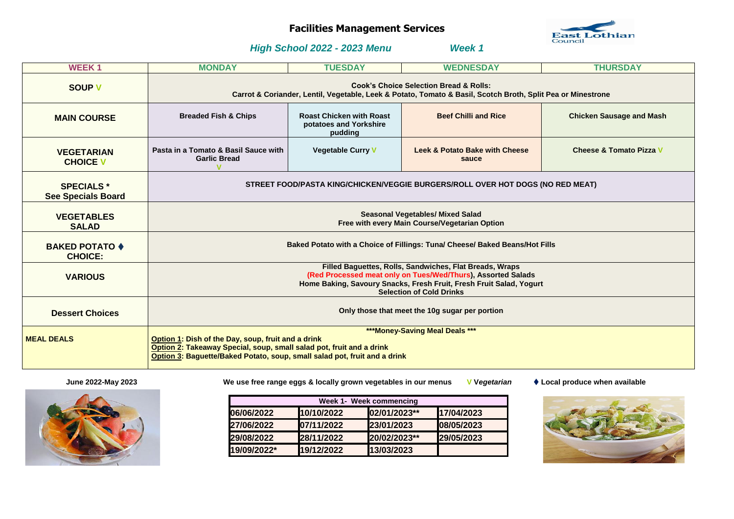# Facilities Management Services

## *High School 2022 - 2023 Menu* *Week 1*

| WEEK 1 | MONDAY | TUESDAY | WEDNESDAY | THURSDAY |
|---|---|---|---|---|
| SOUP V | Cook's Choice Selection Bread & Rolls: Carrot & Coriander, Lentil, Vegetable, Leek & Potato, Tomato & Basil, Scotch Broth, Split Pea or Minestrone | | | |
| MAIN COURSE | Breaded Fish & Chips | Roast Chicken with Roast potatoes and Yorkshire pudding | Beef Chilli and Rice | Chicken Sausage and Mash |
| VEGETARIAN CHOICE V | Pasta in a Tomato & Basil Sauce with Garlic Bread V | Vegetable Curry V | Leek & Potato Bake with Cheese sauce | Cheese & Tomato Pizza V |
| SPECIALS * See Specials Board | STREET FOOD/PASTA KING/CHICKEN/VEGGIE BURGERS/ROLL OVER HOT DOGS (NO RED MEAT) | | | |
| VEGETABLES SALAD | Seasonal Vegetables/ Mixed Salad Free with every Main Course/Vegetarian Option | | | |
| BAKED POTATO ♦ CHOICE: | Baked Potato with a Choice of Fillings: Tuna/ Cheese/ Baked Beans/Hot Fills | | | |
| VARIOUS | Filled Baguettes, Rolls, Sandwiches, Flat Breads, Wraps (Red Processed meat only on Tues/Wed/Thurs), Assorted Salads Home Baking, Savoury Snacks, Fresh Fruit, Fresh Fruit Salad, Yogurt Selection of Cold Drinks | | | |
| Dessert Choices | Only those that meet the 10g sugar per portion | | | |
| MEAL DEALS | ***Money-Saving Meal Deals*** Option 1: Dish of the Day, soup, fruit and a drink Option 2: Takeaway Special, soup, small salad pot, fruit and a drink Option 3: Baguette/Baked Potato, soup, small salad pot, fruit and a drink | | | |

**June 2022-May 2023**

**We use free range eggs & locally grown vegetables in our menus** **V** ***Vegetarian*** **♦ Local produce when available**

| Week 1- Week commencing | | | |
|---|---|---|---|
| 06/06/2022 | 10/10/2022 | 02/01/2023** | 17/04/2023 |
| 27/06/2022 | 07/11/2022 | 23/01/2023 | 08/05/2023 |
| 29/08/2022 | 28/11/2022 | 20/02/2023** | 29/05/2023 |
| 19/09/2022* | 19/12/2022 | 13/03/2023 | |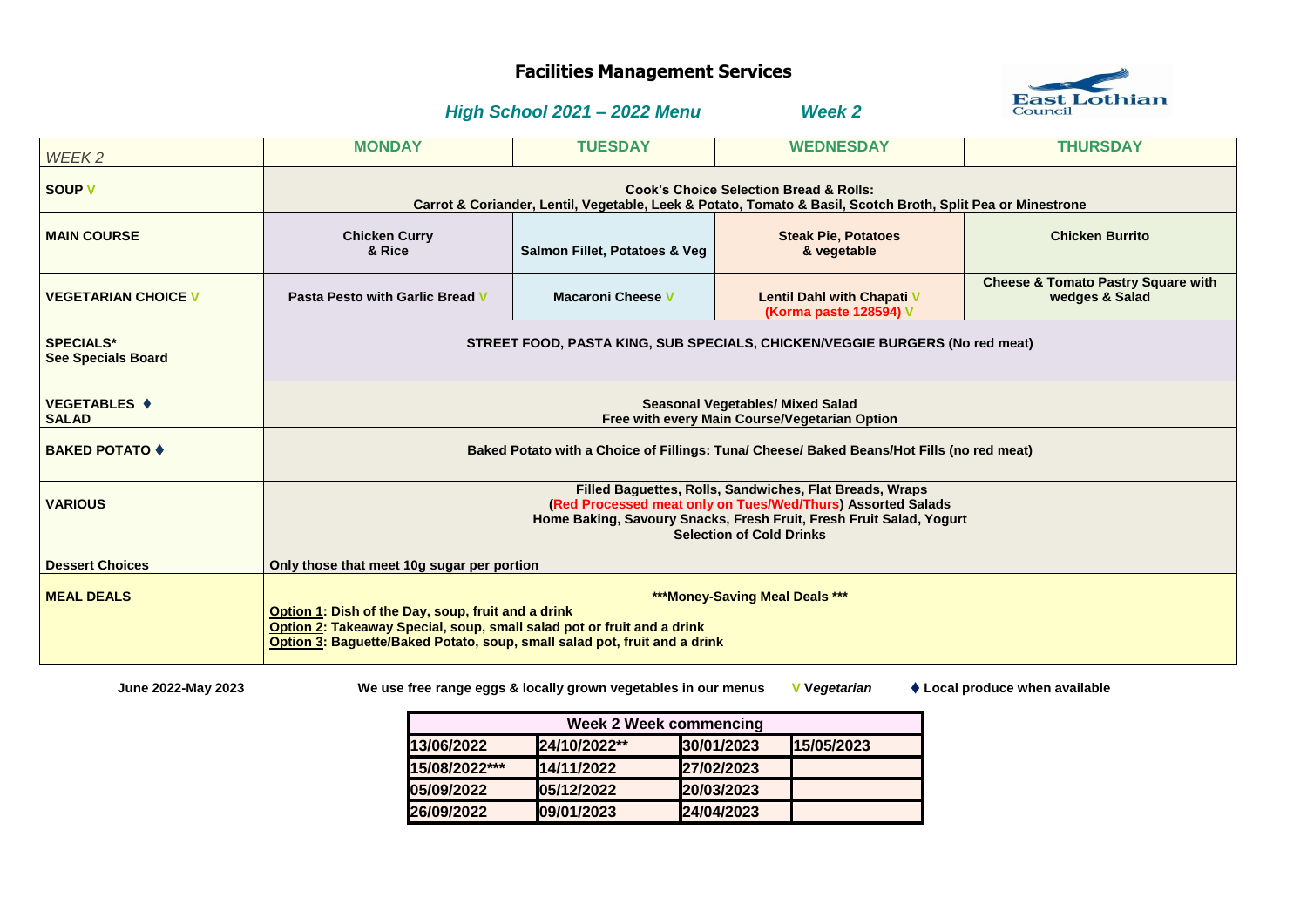# Facilities Management Services

## *High School 2021 – 2022 Menu* *Week 2*

| *WEEK 2* | **MONDAY** | **TUESDAY** | **WEDNESDAY** | **THURSDAY** |
|---|---|---|---|---|
| **SOUP V** | **Cook's Choice Selection Bread & Rolls: Carrot & Coriander, Lentil, Vegetable, Leek & Potato, Tomato & Basil, Scotch Broth, Split Pea or Minestrone** | | | |
| **MAIN COURSE** | **Chicken Curry & Rice** | **Salmon Fillet, Potatoes & Veg** | **Steak Pie, Potatoes & vegetable** | **Chicken Burrito** |
| **VEGETARIAN CHOICE V** | **Pasta Pesto with Garlic Bread V** | **Macaroni Cheese V** | **Lentil Dahl with Chapati V (Korma paste 128594) V** | **Cheese & Tomato Pastry Square with wedges & Salad** |
| **SPECIALS* See Specials Board** | **STREET FOOD, PASTA KING, SUB SPECIALS, CHICKEN/VEGGIE BURGERS (No red meat)** | | | |
| **VEGETABLES ♦ SALAD** | **Seasonal Vegetables/ Mixed Salad Free with every Main Course/Vegetarian Option** | | | |
| **BAKED POTATO ♦** | **Baked Potato with a Choice of Fillings: Tuna/ Cheese/ Baked Beans/Hot Fills (no red meat)** | | | |
| **VARIOUS** | **Filled Baguettes, Rolls, Sandwiches, Flat Breads, Wraps (Red Processed meat only on Tues/Wed/Thurs) Assorted Salads Home Baking, Savoury Snacks, Fresh Fruit, Fresh Fruit Salad, Yogurt Selection of Cold Drinks** | | | |
| **Dessert Choices** | **Only those that meet 10g sugar per portion** | | | |
| **MEAL DEALS** | **\*\*\*Money-Saving Meal Deals \*\*\*** **Option 1: Dish of the Day, soup, fruit and a drink** **Option 2: Takeaway Special, soup, small salad pot or fruit and a drink** **Option 3: Baguette/Baked Potato, soup, small salad pot, fruit and a drink** | | | |

**June 2022-May 2023** **We use free range eggs & locally grown vegetables in our menus** **V *Vegetarian*** **♦ Local produce when available**

| **Week 2 Week commencing** | | | |
|---|---|---|---|
| 13/06/2022 | 24/10/2022** | 30/01/2023 | 15/05/2023 |
| 15/08/2022*** | 14/11/2022 | 27/02/2023 | |
| 05/09/2022 | 05/12/2022 | 20/03/2023 | |
| 26/09/2022 | 09/01/2023 | 24/04/2023 | |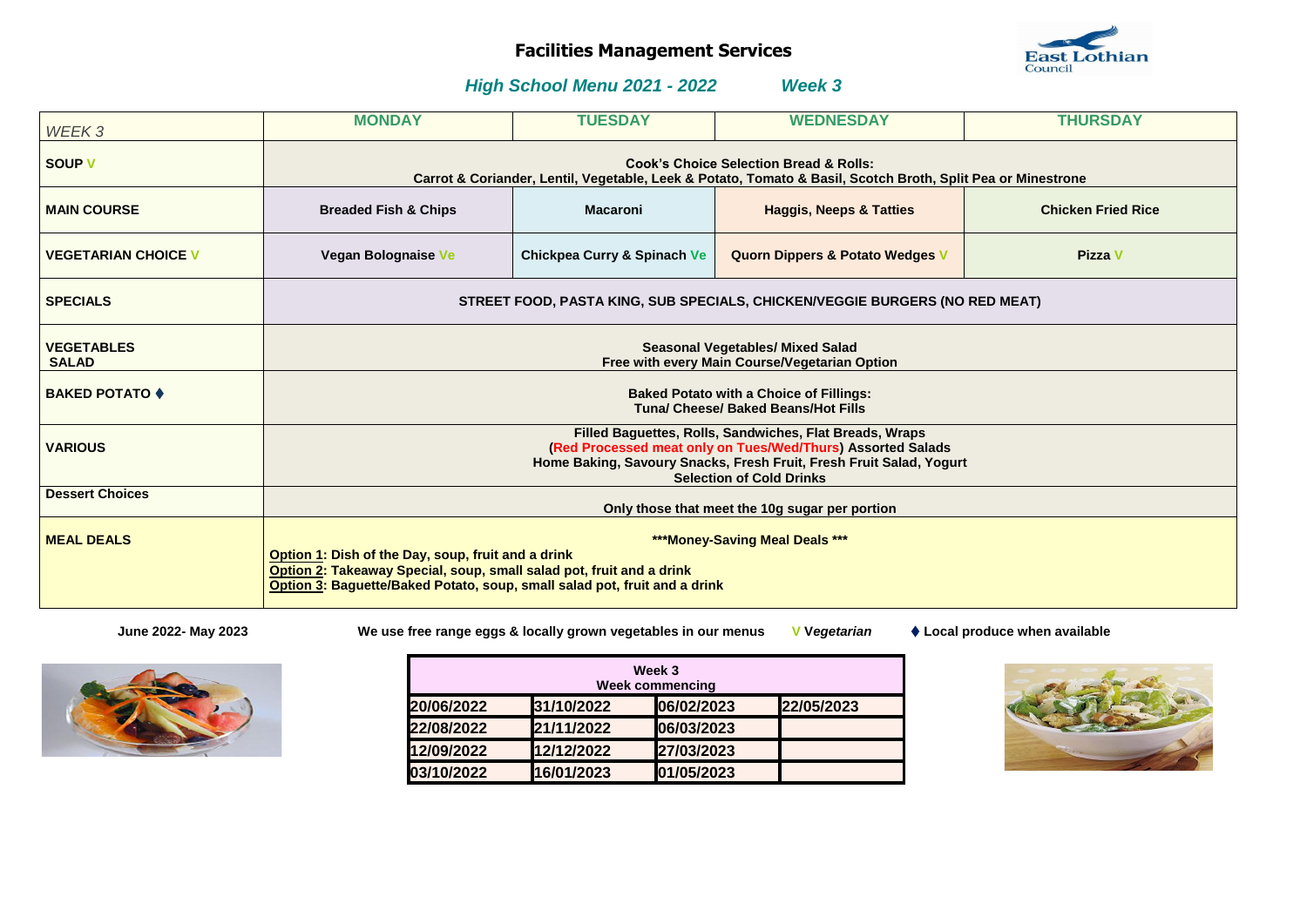# Facilities Management Services

## *High School Menu 2021 - 2022* *Week 3*

| *WEEK 3* | MONDAY | TUESDAY | WEDNESDAY | THURSDAY |
|---|---|---|---|---|
| **SOUP V** | **Cook's Choice Selection Bread & Rolls: Carrot & Coriander, Lentil, Vegetable, Leek & Potato, Tomato & Basil, Scotch Broth, Split Pea or Minestrone** | | | |
| **MAIN COURSE** | **Breaded Fish & Chips** | **Macaroni** | **Haggis, Neeps & Tatties** | **Chicken Fried Rice** |
| **VEGETARIAN CHOICE V** | **Vegan Bolognaise Ve** | **Chickpea Curry & Spinach Ve** | **Quorn Dippers & Potato Wedges V** | **Pizza V** |
| **SPECIALS** | **STREET FOOD, PASTA KING, SUB SPECIALS, CHICKEN/VEGGIE BURGERS (NO RED MEAT)** | | | |
| **VEGETABLES SALAD** | **Seasonal Vegetables/ Mixed Salad Free with every Main Course/Vegetarian Option** | | | |
| **BAKED POTATO ♦** | **Baked Potato with a Choice of Fillings: Tuna/ Cheese/ Baked Beans/Hot Fills** | | | |
| **VARIOUS** | **Filled Baguettes, Rolls, Sandwiches, Flat Breads, Wraps (Red Processed meat only on Tues/Wed/Thurs) Assorted Salads Home Baking, Savoury Snacks, Fresh Fruit, Fresh Fruit Salad, Yogurt Selection of Cold Drinks** | | | |
| **Dessert Choices** | **Only those that meet the 10g sugar per portion** | | | |
| **MEAL DEALS** | **\*\*\*Money-Saving Meal Deals \*\*\*** **Option 1: Dish of the Day, soup, fruit and a drink** **Option 2: Takeaway Special, soup, small salad pot, fruit and a drink** **Option 3: Baguette/Baked Potato, soup, small salad pot, fruit and a drink** | | | |

**June 2022- May 2023** **We use free range eggs & locally grown vegetables in our menus** **V *Vegetarian*** **♦ Local produce when available**

| **Week 3 Week commencing** | | | |
|---|---|---|---|
| 20/06/2022 | 31/10/2022 | 06/02/2023 | 22/05/2023 |
| 22/08/2022 | 21/11/2022 | 06/03/2023 | |
| 12/09/2022 | 12/12/2022 | 27/03/2023 | |
| 03/10/2022 | 16/01/2023 | 01/05/2023 | |